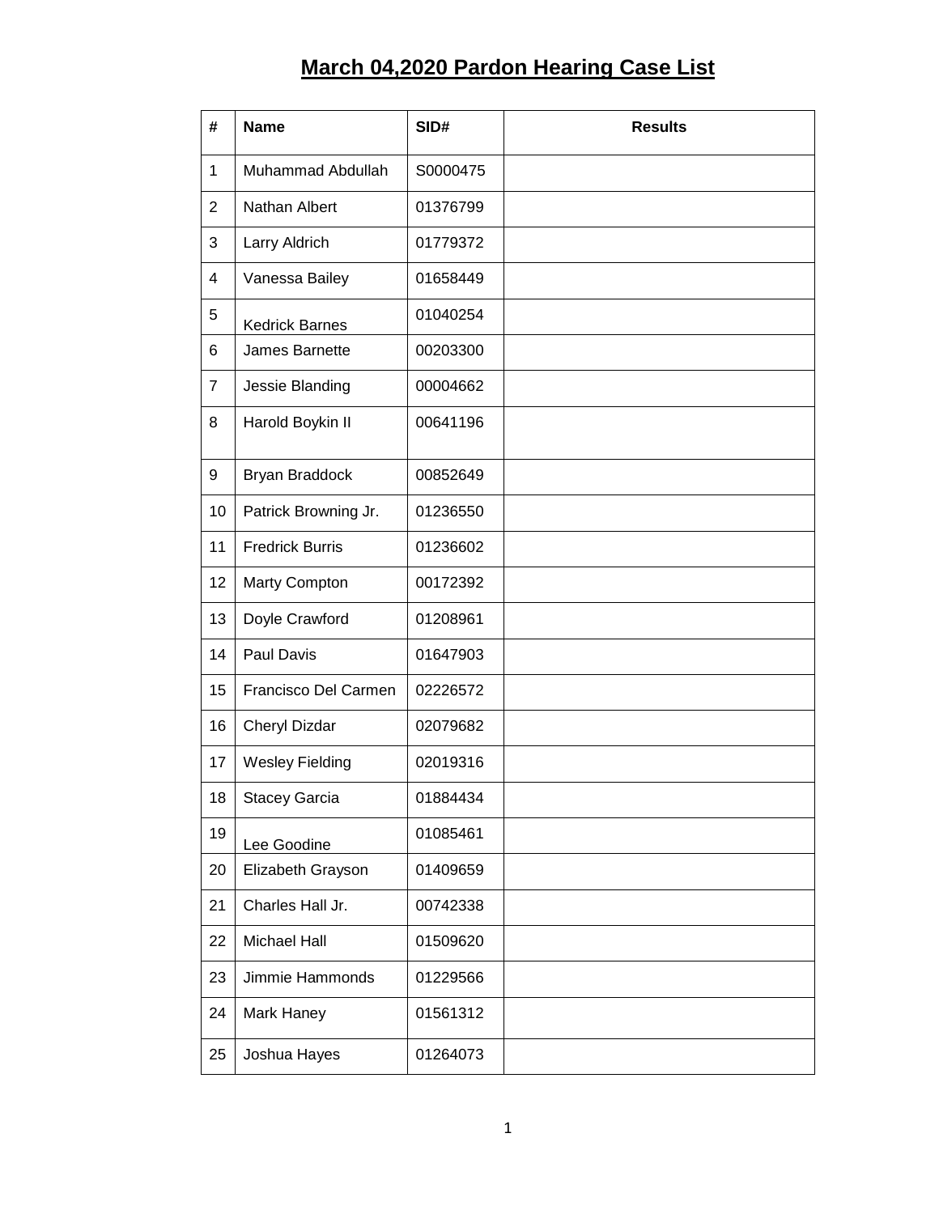# March 04,2020 Pardon Hearing Case List

| # | Name | SID# | Results |
|---|---|---|---|
| 1 | Muhammad Abdullah | S0000475 | |
| 2 | Nathan Albert | 01376799 | |
| 3 | Larry Aldrich | 01779372 | |
| 4 | Vanessa Bailey | 01658449 | |
| 5 | Kedrick Barnes | 01040254 | |
| 6 | James Barnette | 00203300 | |
| 7 | Jessie Blanding | 00004662 | |
| 8 | Harold Boykin II | 00641196 | |
| 9 | Bryan Braddock | 00852649 | |
| 10 | Patrick Browning Jr. | 01236550 | |
| 11 | Fredrick Burris | 01236602 | |
| 12 | Marty Compton | 00172392 | |
| 13 | Doyle Crawford | 01208961 | |
| 14 | Paul Davis | 01647903 | |
| 15 | Francisco Del Carmen | 02226572 | |
| 16 | Cheryl Dizdar | 02079682 | |
| 17 | Wesley Fielding | 02019316 | |
| 18 | Stacey Garcia | 01884434 | |
| 19 | Lee Goodine | 01085461 | |
| 20 | Elizabeth Grayson | 01409659 | |
| 21 | Charles Hall Jr. | 00742338 | |
| 22 | Michael Hall | 01509620 | |
| 23 | Jimmie Hammonds | 01229566 | |
| 24 | Mark Haney | 01561312 | |
| 25 | Joshua Hayes | 01264073 | |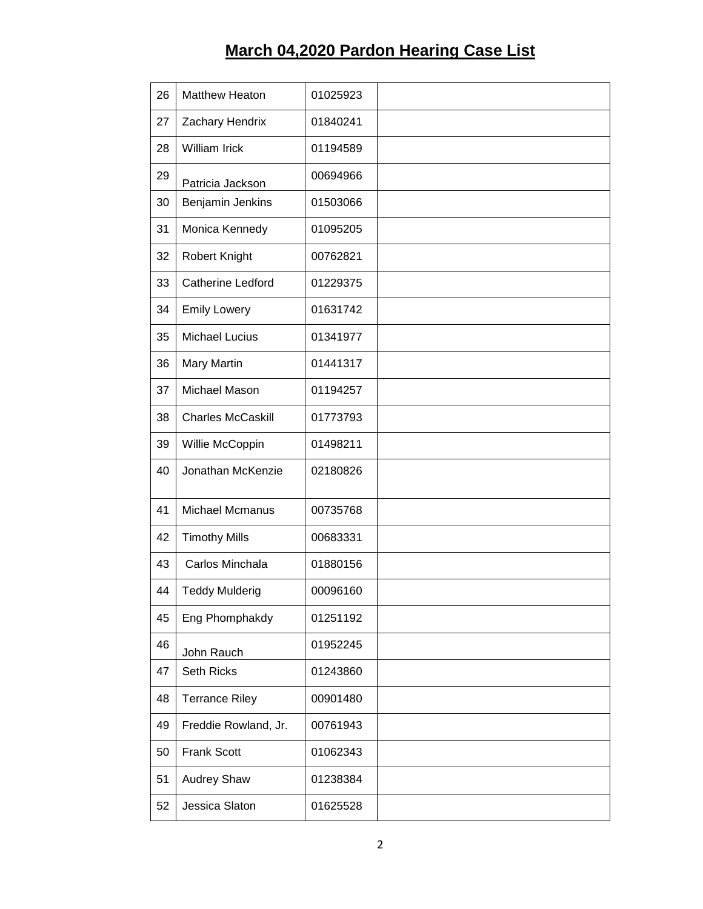# March 04,2020 Pardon Hearing Case List

| | | | |
|---|---|---|---|
| 26 | Matthew Heaton | 01025923 | |
| 27 | Zachary Hendrix | 01840241 | |
| 28 | William Irick | 01194589 | |
| 29 | Patricia Jackson | 00694966 | |
| 30 | Benjamin Jenkins | 01503066 | |
| 31 | Monica Kennedy | 01095205 | |
| 32 | Robert Knight | 00762821 | |
| 33 | Catherine Ledford | 01229375 | |
| 34 | Emily Lowery | 01631742 | |
| 35 | Michael Lucius | 01341977 | |
| 36 | Mary Martin | 01441317 | |
| 37 | Michael Mason | 01194257 | |
| 38 | Charles McCaskill | 01773793 | |
| 39 | Willie McCoppin | 01498211 | |
| 40 | Jonathan McKenzie | 02180826 | |
| 41 | Michael Mcmanus | 00735768 | |
| 42 | Timothy Mills | 00683331 | |
| 43 | Carlos Minchala | 01880156 | |
| 44 | Teddy Mulderig | 00096160 | |
| 45 | Eng Phomphakdy | 01251192 | |
| 46 | John Rauch | 01952245 | |
| 47 | Seth Ricks | 01243860 | |
| 48 | Terrance Riley | 00901480 | |
| 49 | Freddie Rowland, Jr. | 00761943 | |
| 50 | Frank Scott | 01062343 | |
| 51 | Audrey Shaw | 01238384 | |
| 52 | Jessica Slaton | 01625528 | |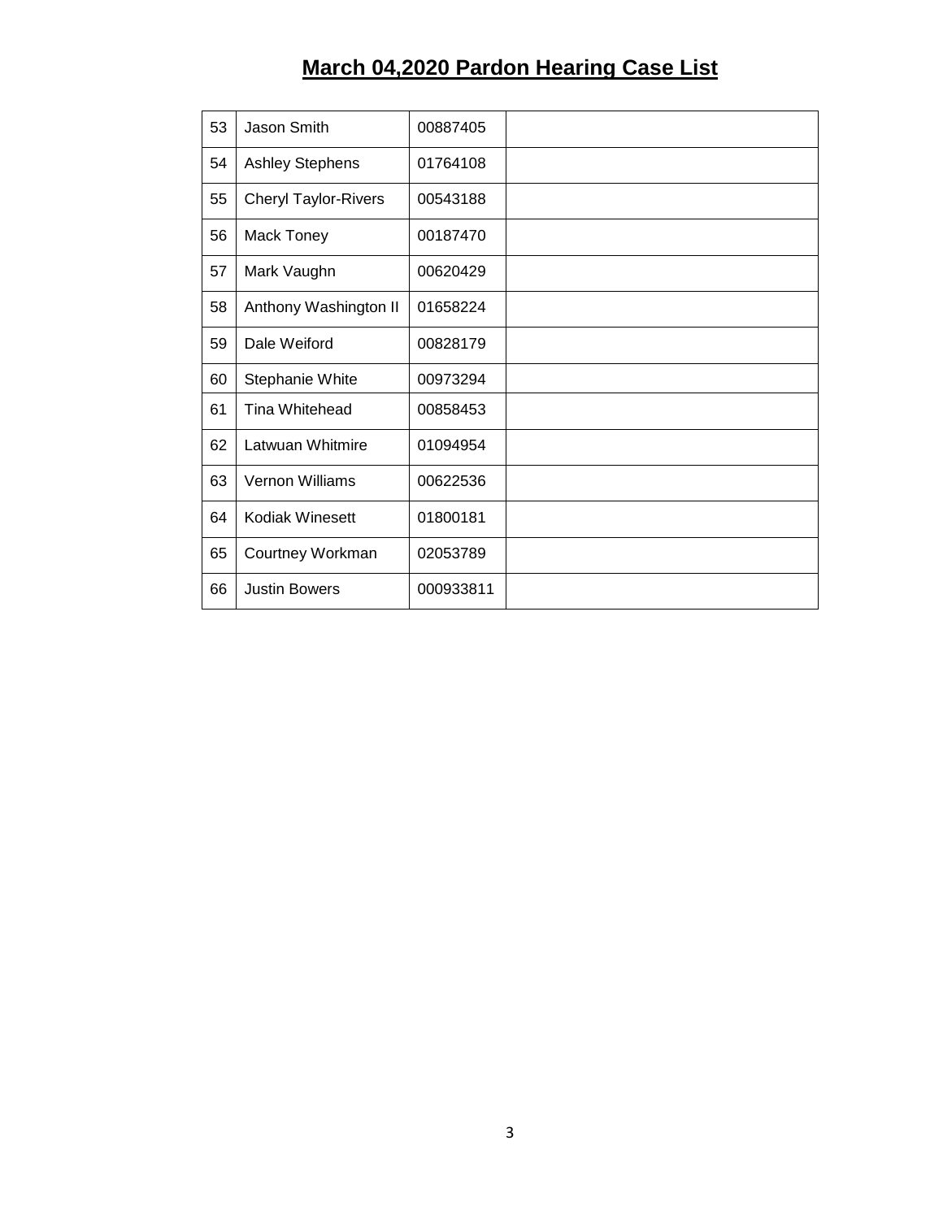# March 04,2020 Pardon Hearing Case List

| | | | |
|---|---|---|---|
| 53 | Jason Smith | 00887405 | |
| 54 | Ashley Stephens | 01764108 | |
| 55 | Cheryl Taylor-Rivers | 00543188 | |
| 56 | Mack Toney | 00187470 | |
| 57 | Mark Vaughn | 00620429 | |
| 58 | Anthony Washington II | 01658224 | |
| 59 | Dale Weiford | 00828179 | |
| 60 | Stephanie White | 00973294 | |
| 61 | Tina Whitehead | 00858453 | |
| 62 | Latwuan Whitmire | 01094954 | |
| 63 | Vernon Williams | 00622536 | |
| 64 | Kodiak Winesett | 01800181 | |
| 65 | Courtney Workman | 02053789 | |
| 66 | Justin Bowers | 000933811 | |